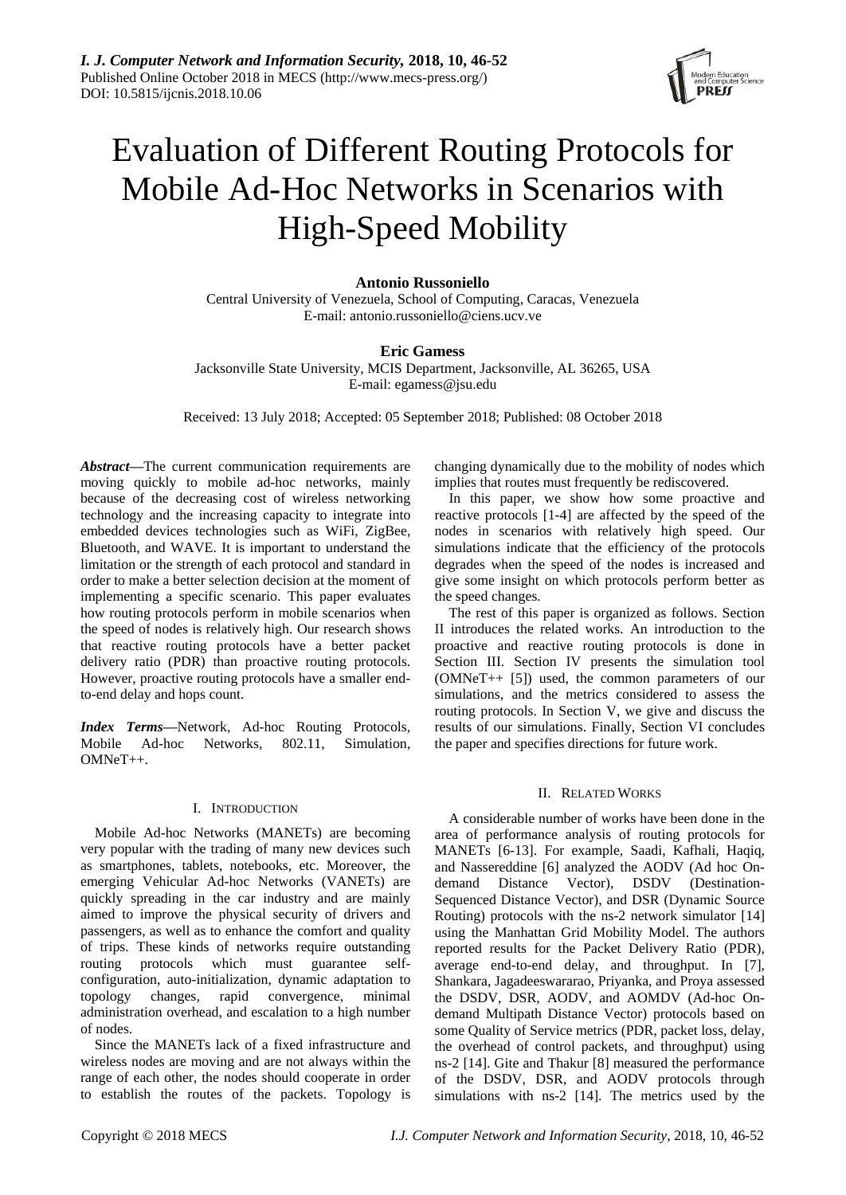# Evaluation of Different Routing Protocols for Mobile Ad-Hoc Networks in Scenarios with High-Speed Mobility

**Antonio Russoniello**
Central University of Venezuela, School of Computing, Caracas, Venezuela
E-mail: antonio.russoniello@ciens.ucv.ve

**Eric Gamess**
Jacksonville State University, MCIS Department, Jacksonville, AL 36265, USA
E-mail: egamess@jsu.edu

Received: 13 July 2018; Accepted: 05 September 2018; Published: 08 October 2018

***Abstract*****—**The current communication requirements are moving quickly to mobile ad-hoc networks, mainly because of the decreasing cost of wireless networking technology and the increasing capacity to integrate into embedded devices technologies such as WiFi, ZigBee, Bluetooth, and WAVE. It is important to understand the limitation or the strength of each protocol and standard in order to make a better selection decision at the moment of implementing a specific scenario. This paper evaluates how routing protocols perform in mobile scenarios when the speed of nodes is relatively high. Our research shows that reactive routing protocols have a better packet delivery ratio (PDR) than proactive routing protocols. However, proactive routing protocols have a smaller end-to-end delay and hops count.

***Index Terms*****—**Network, Ad-hoc Routing Protocols, Mobile Ad-hoc Networks, 802.11, Simulation, OMNeT++.

## I. Introduction

Mobile Ad-hoc Networks (MANETs) are becoming very popular with the trading of many new devices such as smartphones, tablets, notebooks, etc. Moreover, the emerging Vehicular Ad-hoc Networks (VANETs) are quickly spreading in the car industry and are mainly aimed to improve the physical security of drivers and passengers, as well as to enhance the comfort and quality of trips. These kinds of networks require outstanding routing protocols which must guarantee self-configuration, auto-initialization, dynamic adaptation to topology changes, rapid convergence, minimal administration overhead, and escalation to a high number of nodes.

Since the MANETs lack of a fixed infrastructure and wireless nodes are moving and are not always within the range of each other, the nodes should cooperate in order to establish the routes of the packets. Topology is changing dynamically due to the mobility of nodes which implies that routes must frequently be rediscovered.

In this paper, we show how some proactive and reactive protocols [1-4] are affected by the speed of the nodes in scenarios with relatively high speed. Our simulations indicate that the efficiency of the protocols degrades when the speed of the nodes is increased and give some insight on which protocols perform better as the speed changes.

The rest of this paper is organized as follows. Section II introduces the related works. An introduction to the proactive and reactive routing protocols is done in Section III. Section IV presents the simulation tool (OMNeT++ [5]) used, the common parameters of our simulations, and the metrics considered to assess the routing protocols. In Section V, we give and discuss the results of our simulations. Finally, Section VI concludes the paper and specifies directions for future work.

## II. Related Works

A considerable number of works have been done in the area of performance analysis of routing protocols for MANETs [6-13]. For example, Saadi, Kafhali, Haqiq, and Nassereddine [6] analyzed the AODV (Ad hoc On-demand Distance Vector), DSDV (Destination-Sequenced Distance Vector), and DSR (Dynamic Source Routing) protocols with the ns-2 network simulator [14] using the Manhattan Grid Mobility Model. The authors reported results for the Packet Delivery Ratio (PDR), average end-to-end delay, and throughput. In [7], Shankara, Jagadeeswararao, Priyanka, and Proya assessed the DSDV, DSR, AODV, and AOMDV (Ad-hoc On-demand Multipath Distance Vector) protocols based on some Quality of Service metrics (PDR, packet loss, delay, the overhead of control packets, and throughput) using ns-2 [14]. Gite and Thakur [8] measured the performance of the DSDV, DSR, and AODV protocols through simulations with ns-2 [14]. The metrics used by the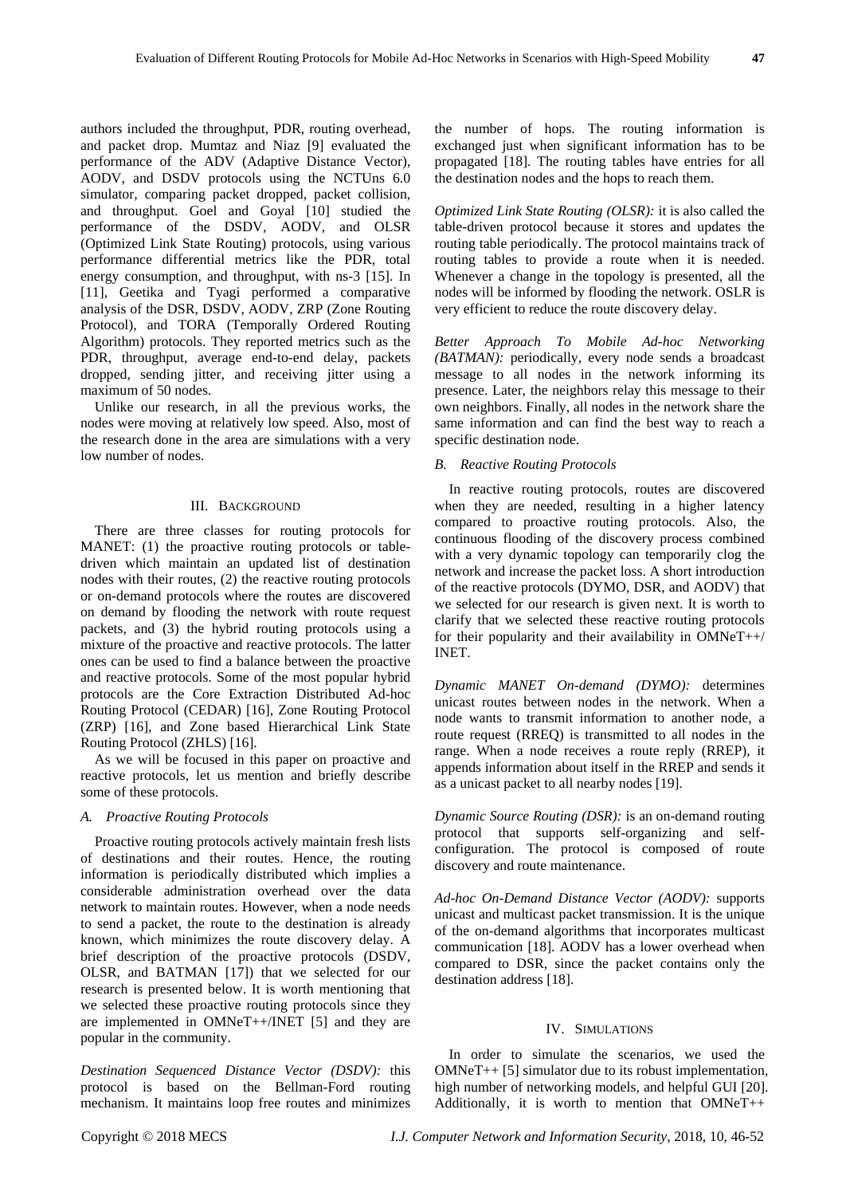authors included the throughput, PDR, routing overhead, and packet drop. Mumtaz and Niaz [9] evaluated the performance of the ADV (Adaptive Distance Vector), AODV, and DSDV protocols using the NCTUns 6.0 simulator, comparing packet dropped, packet collision, and throughput. Goel and Goyal [10] studied the performance of the DSDV, AODV, and OLSR (Optimized Link State Routing) protocols, using various performance differential metrics like the PDR, total energy consumption, and throughput, with ns-3 [15]. In [11], Geetika and Tyagi performed a comparative analysis of the DSR, DSDV, AODV, ZRP (Zone Routing Protocol), and TORA (Temporally Ordered Routing Algorithm) protocols. They reported metrics such as the PDR, throughput, average end-to-end delay, packets dropped, sending jitter, and receiving jitter using a maximum of 50 nodes.

Unlike our research, in all the previous works, the nodes were moving at relatively low speed. Also, most of the research done in the area are simulations with a very low number of nodes.

## III. Background

There are three classes for routing protocols for MANET: (1) the proactive routing protocols or table-driven which maintain an updated list of destination nodes with their routes, (2) the reactive routing protocols or on-demand protocols where the routes are discovered on demand by flooding the network with route request packets, and (3) the hybrid routing protocols using a mixture of the proactive and reactive protocols. The latter ones can be used to find a balance between the proactive and reactive protocols. Some of the most popular hybrid protocols are the Core Extraction Distributed Ad-hoc Routing Protocol (CEDAR) [16], Zone Routing Protocol (ZRP) [16], and Zone based Hierarchical Link State Routing Protocol (ZHLS) [16].

As we will be focused in this paper on proactive and reactive protocols, let us mention and briefly describe some of these protocols.

### *A. Proactive Routing Protocols*

Proactive routing protocols actively maintain fresh lists of destinations and their routes. Hence, the routing information is periodically distributed which implies a considerable administration overhead over the data network to maintain routes. However, when a node needs to send a packet, the route to the destination is already known, which minimizes the route discovery delay. A brief description of the proactive protocols (DSDV, OLSR, and BATMAN [17]) that we selected for our research is presented below. It is worth mentioning that we selected these proactive routing protocols since they are implemented in OMNeT++/INET [5] and they are popular in the community.

*Destination Sequenced Distance Vector (DSDV):* this protocol is based on the Bellman-Ford routing mechanism. It maintains loop free routes and minimizes the number of hops. The routing information is exchanged just when significant information has to be propagated [18]. The routing tables have entries for all the destination nodes and the hops to reach them.

*Optimized Link State Routing (OLSR):* it is also called the table-driven protocol because it stores and updates the routing table periodically. The protocol maintains track of routing tables to provide a route when it is needed. Whenever a change in the topology is presented, all the nodes will be informed by flooding the network. OSLR is very efficient to reduce the route discovery delay.

*Better Approach To Mobile Ad-hoc Networking (BATMAN):* periodically, every node sends a broadcast message to all nodes in the network informing its presence. Later, the neighbors relay this message to their own neighbors. Finally, all nodes in the network share the same information and can find the best way to reach a specific destination node.

### *B. Reactive Routing Protocols*

In reactive routing protocols, routes are discovered when they are needed, resulting in a higher latency compared to proactive routing protocols. Also, the continuous flooding of the discovery process combined with a very dynamic topology can temporarily clog the network and increase the packet loss. A short introduction of the reactive protocols (DYMO, DSR, and AODV) that we selected for our research is given next. It is worth to clarify that we selected these reactive routing protocols for their popularity and their availability in OMNeT++/ INET.

*Dynamic MANET On-demand (DYMO):* determines unicast routes between nodes in the network. When a node wants to transmit information to another node, a route request (RREQ) is transmitted to all nodes in the range. When a node receives a route reply (RREP), it appends information about itself in the RREP and sends it as a unicast packet to all nearby nodes [19].

*Dynamic Source Routing (DSR):* is an on-demand routing protocol that supports self-organizing and self-configuration. The protocol is composed of route discovery and route maintenance.

*Ad-hoc On-Demand Distance Vector (AODV):* supports unicast and multicast packet transmission. It is the unique of the on-demand algorithms that incorporates multicast communication [18]. AODV has a lower overhead when compared to DSR, since the packet contains only the destination address [18].

## IV. Simulations

In order to simulate the scenarios, we used the OMNeT++ [5] simulator due to its robust implementation, high number of networking models, and helpful GUI [20]. Additionally, it is worth to mention that OMNeT++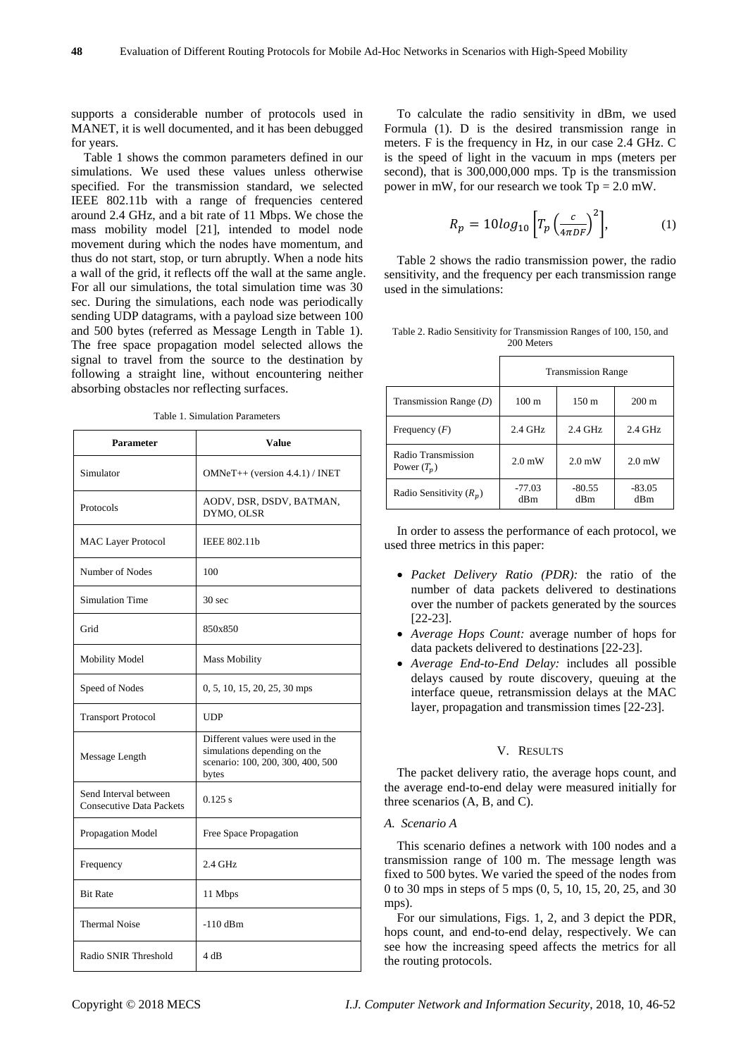supports a considerable number of protocols used in MANET, it is well documented, and it has been debugged for years.

Table 1 shows the common parameters defined in our simulations. We used these values unless otherwise specified. For the transmission standard, we selected IEEE 802.11b with a range of frequencies centered around 2.4 GHz, and a bit rate of 11 Mbps. We chose the mass mobility model [21], intended to model node movement during which the nodes have momentum, and thus do not start, stop, or turn abruptly. When a node hits a wall of the grid, it reflects off the wall at the same angle. For all our simulations, the total simulation time was 30 sec. During the simulations, each node was periodically sending UDP datagrams, with a payload size between 100 and 500 bytes (referred as Message Length in Table 1). The free space propagation model selected allows the signal to travel from the source to the destination by following a straight line, without encountering neither absorbing obstacles nor reflecting surfaces.

Table 1. Simulation Parameters

| Parameter | Value |
|---|---|
| Simulator | OMNeT++ (version 4.4.1) / INET |
| Protocols | AODV, DSR, DSDV, BATMAN, DYMO, OLSR |
| MAC Layer Protocol | IEEE 802.11b |
| Number of Nodes | 100 |
| Simulation Time | 30 sec |
| Grid | 850x850 |
| Mobility Model | Mass Mobility |
| Speed of Nodes | 0, 5, 10, 15, 20, 25, 30 mps |
| Transport Protocol | UDP |
| Message Length | Different values were used in the simulations depending on the scenario: 100, 200, 300, 400, 500 bytes |
| Send Interval between Consecutive Data Packets | 0.125 s |
| Propagation Model | Free Space Propagation |
| Frequency | 2.4 GHz |
| Bit Rate | 11 Mbps |
| Thermal Noise | -110 dBm |
| Radio SNIR Threshold | 4 dB |

To calculate the radio sensitivity in dBm, we used Formula (1). D is the desired transmission range in meters. F is the frequency in Hz, in our case 2.4 GHz. C is the speed of light in the vacuum in mps (meters per second), that is 300,000,000 mps. Tp is the transmission power in mW, for our research we took Tp = 2.0 mW.

$$R_p = 10log_{10}\left[T_p\left(\frac{c}{4\pi DF}\right)^2\right], \tag{1}$$

Table 2 shows the radio transmission power, the radio sensitivity, and the frequency per each transmission range used in the simulations:

Table 2. Radio Sensitivity for Transmission Ranges of 100, 150, and 200 Meters

| | Transmission Range | | |
|---|---|---|---|
| Transmission Range ($D$) | 100 m | 150 m | 200 m |
| Frequency ($F$) | 2.4 GHz | 2.4 GHz | 2.4 GHz |
| Radio Transmission Power ($T_p$) | 2.0 mW | 2.0 mW | 2.0 mW |
| Radio Sensitivity ($R_p$) | -77.03 dBm | -80.55 dBm | -83.05 dBm |

In order to assess the performance of each protocol, we used three metrics in this paper:

- *Packet Delivery Ratio (PDR):* the ratio of the number of data packets delivered to destinations over the number of packets generated by the sources [22-23].
- *Average Hops Count:* average number of hops for data packets delivered to destinations [22-23].
- *Average End-to-End Delay:* includes all possible delays caused by route discovery, queuing at the interface queue, retransmission delays at the MAC layer, propagation and transmission times [22-23].

## V. Results

The packet delivery ratio, the average hops count, and the average end-to-end delay were measured initially for three scenarios (A, B, and C).

### A. Scenario A

This scenario defines a network with 100 nodes and a transmission range of 100 m. The message length was fixed to 500 bytes. We varied the speed of the nodes from 0 to 30 mps in steps of 5 mps (0, 5, 10, 15, 20, 25, and 30 mps).

For our simulations, Figs. 1, 2, and 3 depict the PDR, hops count, and end-to-end delay, respectively. We can see how the increasing speed affects the metrics for all the routing protocols.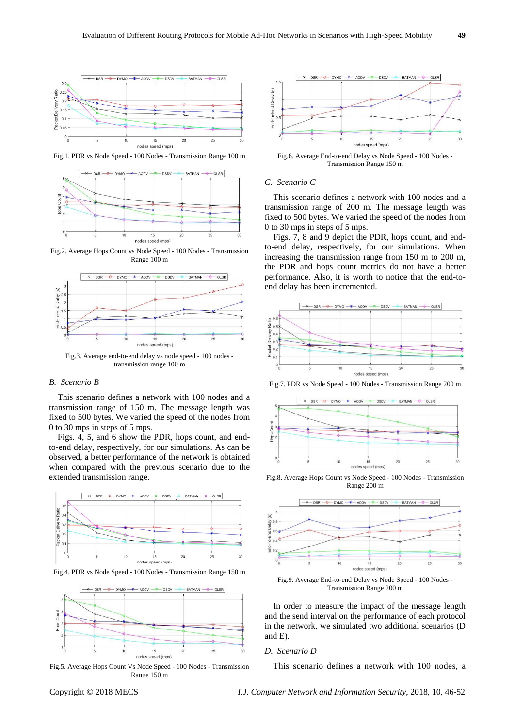Fig.1. PDR vs Node Speed - 100 Nodes - Transmission Range 100 m

Fig.2. Average Hops Count vs Node Speed - 100 Nodes - Transmission Range 100 m

Fig.3. Average end-to-end delay vs node speed - 100 nodes - transmission range 100 m

### B. Scenario B

This scenario defines a network with 100 nodes and a transmission range of 150 m. The message length was fixed to 500 bytes. We varied the speed of the nodes from 0 to 30 mps in steps of 5 mps.

Figs. 4, 5, and 6 show the PDR, hops count, and end-to-end delay, respectively, for our simulations. As can be observed, a better performance of the network is obtained when compared with the previous scenario due to the extended transmission range.

Fig.4. PDR vs Node Speed - 100 Nodes - Transmission Range 150 m

Fig.5. Average Hops Count Vs Node Speed - 100 Nodes - Transmission Range 150 m

Fig.6. Average End-to-end Delay vs Node Speed - 100 Nodes - Transmission Range 150 m

### C. Scenario C

This scenario defines a network with 100 nodes and a transmission range of 200 m. The message length was fixed to 500 bytes. We varied the speed of the nodes from 0 to 30 mps in steps of 5 mps.

Figs. 7, 8 and 9 depict the PDR, hops count, and end-to-end delay, respectively, for our simulations. When increasing the transmission range from 150 m to 200 m, the PDR and hops count metrics do not have a better performance. Also, it is worth to notice that the end-to-end delay has been incremented.

Fig.7. PDR vs Node Speed - 100 Nodes - Transmission Range 200 m

Fig.8. Average Hops Count vs Node Speed - 100 Nodes - Transmission Range 200 m

Fig.9. Average End-to-end Delay vs Node Speed - 100 Nodes - Transmission Range 200 m

In order to measure the impact of the message length and the send interval on the performance of each protocol in the network, we simulated two additional scenarios (D and E).

### D. Scenario D

This scenario defines a network with 100 nodes, a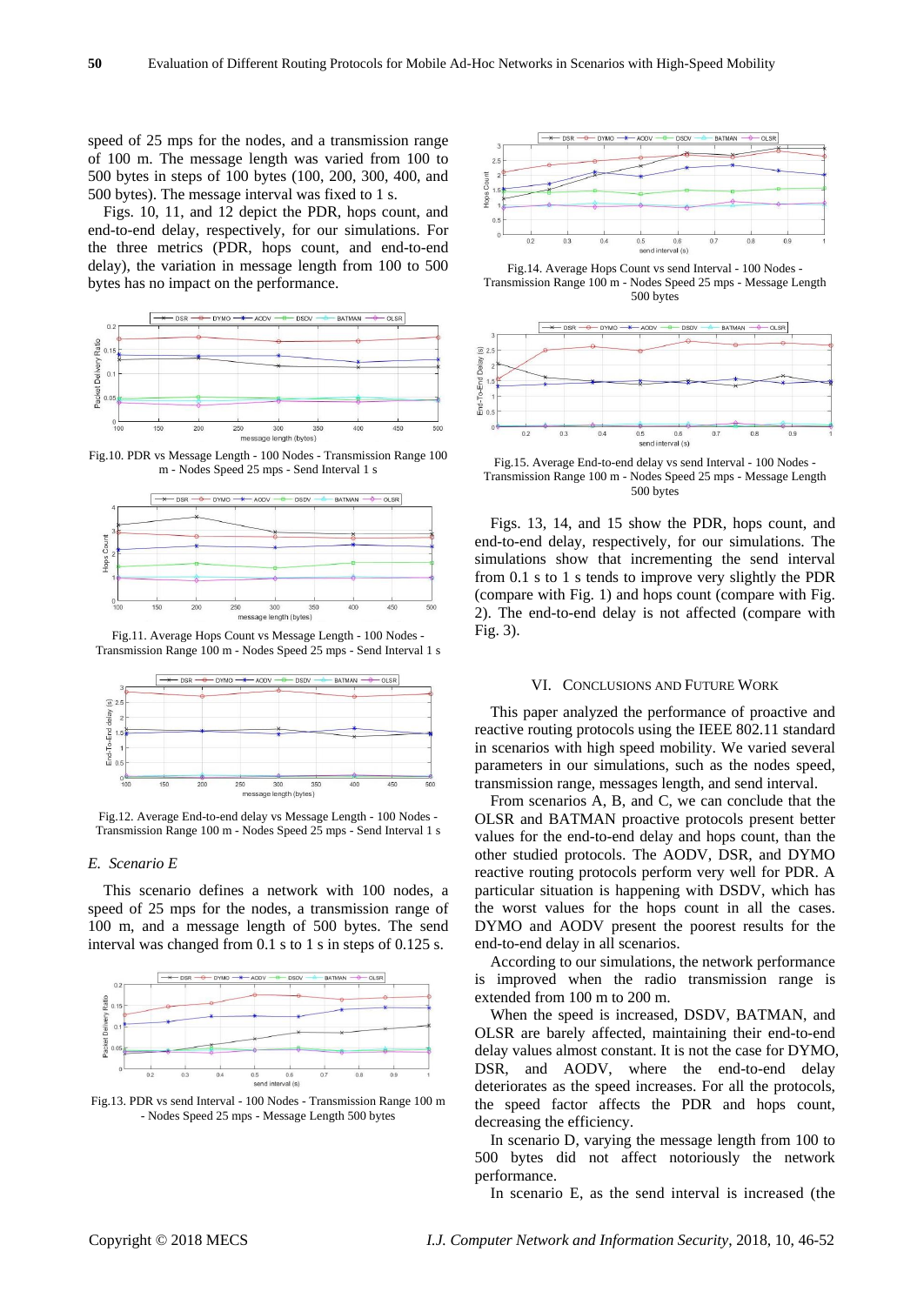speed of 25 mps for the nodes, and a transmission range of 100 m. The message length was varied from 100 to 500 bytes in steps of 100 bytes (100, 200, 300, 400, and 500 bytes). The message interval was fixed to 1 s.

Figs. 10, 11, and 12 depict the PDR, hops count, and end-to-end delay, respectively, for our simulations. For the three metrics (PDR, hops count, and end-to-end delay), the variation in message length from 100 to 500 bytes has no impact on the performance.

Fig.10. PDR vs Message Length - 100 Nodes - Transmission Range 100 m - Nodes Speed 25 mps - Send Interval 1 s

Fig.11. Average Hops Count vs Message Length - 100 Nodes - Transmission Range 100 m - Nodes Speed 25 mps - Send Interval 1 s

Fig.12. Average End-to-end delay vs Message Length - 100 Nodes - Transmission Range 100 m - Nodes Speed 25 mps - Send Interval 1 s

### *E. Scenario E*

This scenario defines a network with 100 nodes, a speed of 25 mps for the nodes, a transmission range of 100 m, and a message length of 500 bytes. The send interval was changed from 0.1 s to 1 s in steps of 0.125 s.

Fig.13. PDR vs send Interval - 100 Nodes - Transmission Range 100 m - Nodes Speed 25 mps - Message Length 500 bytes

Fig.14. Average Hops Count vs send Interval - 100 Nodes - Transmission Range 100 m - Nodes Speed 25 mps - Message Length 500 bytes

Fig.15. Average End-to-end delay vs send Interval - 100 Nodes - Transmission Range 100 m - Nodes Speed 25 mps - Message Length 500 bytes

Figs. 13, 14, and 15 show the PDR, hops count, and end-to-end delay, respectively, for our simulations. The simulations show that incrementing the send interval from 0.1 s to 1 s tends to improve very slightly the PDR (compare with Fig. 1) and hops count (compare with Fig. 2). The end-to-end delay is not affected (compare with Fig. 3).

## VI. Conclusions and Future Work

This paper analyzed the performance of proactive and reactive routing protocols using the IEEE 802.11 standard in scenarios with high speed mobility. We varied several parameters in our simulations, such as the nodes speed, transmission range, messages length, and send interval.

From scenarios A, B, and C, we can conclude that the OLSR and BATMAN proactive protocols present better values for the end-to-end delay and hops count, than the other studied protocols. The AODV, DSR, and DYMO reactive routing protocols perform very well for PDR. A particular situation is happening with DSDV, which has the worst values for the hops count in all the cases. DYMO and AODV present the poorest results for the end-to-end delay in all scenarios.

According to our simulations, the network performance is improved when the radio transmission range is extended from 100 m to 200 m.

When the speed is increased, DSDV, BATMAN, and OLSR are barely affected, maintaining their end-to-end delay values almost constant. It is not the case for DYMO, DSR, and AODV, where the end-to-end delay deteriorates as the speed increases. For all the protocols, the speed factor affects the PDR and hops count, decreasing the efficiency.

In scenario D, varying the message length from 100 to 500 bytes did not affect notoriously the network performance.

In scenario E, as the send interval is increased (the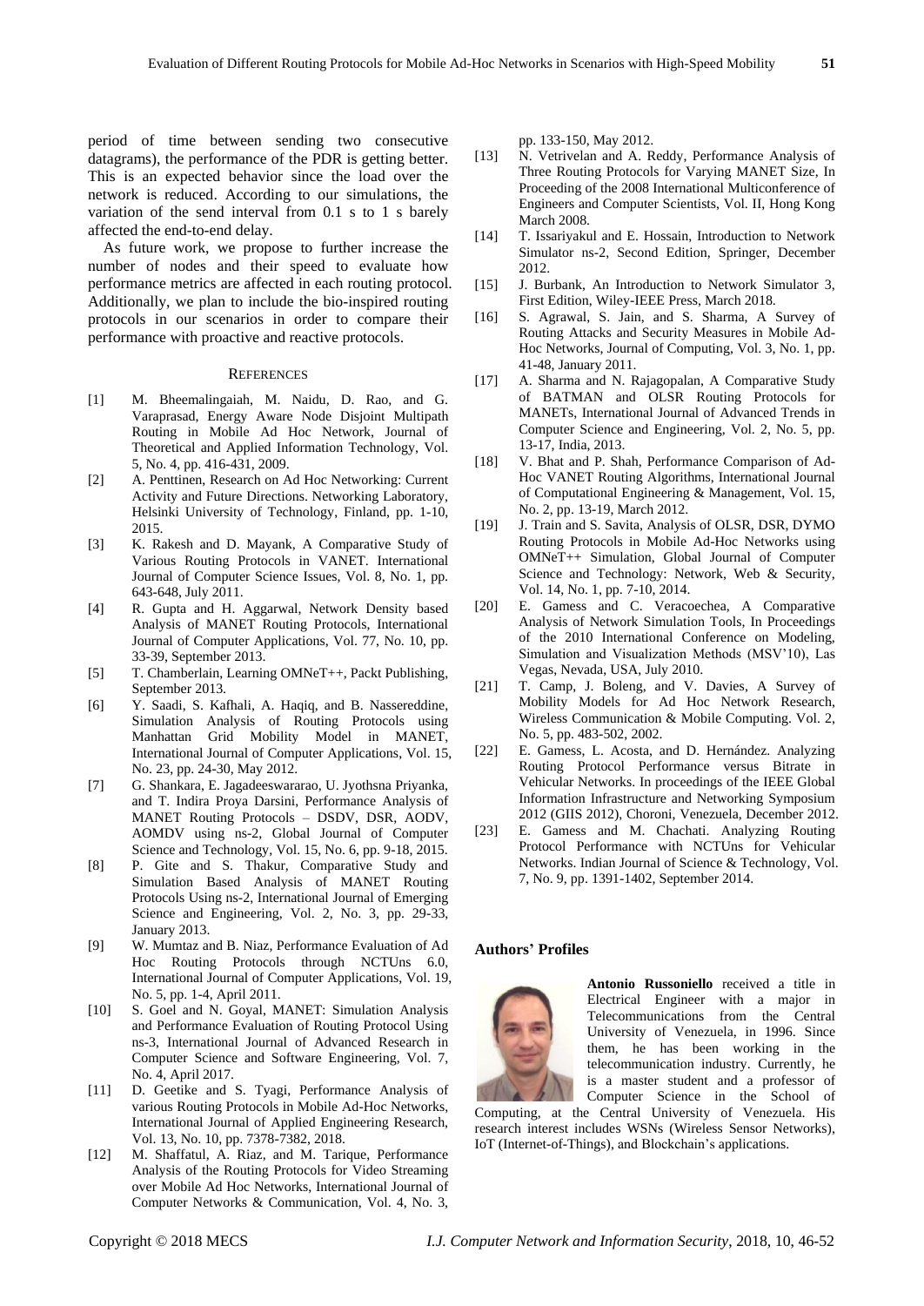period of time between sending two consecutive datagrams), the performance of the PDR is getting better. This is an expected behavior since the load over the network is reduced. According to our simulations, the variation of the send interval from 0.1 s to 1 s barely affected the end-to-end delay.

As future work, we propose to further increase the number of nodes and their speed to evaluate how performance metrics are affected in each routing protocol. Additionally, we plan to include the bio-inspired routing protocols in our scenarios in order to compare their performance with proactive and reactive protocols.

## References

[1] M. Bheemalingaiah, M. Naidu, D. Rao, and G. Varaprasad, Energy Aware Node Disjoint Multipath Routing in Mobile Ad Hoc Network, Journal of Theoretical and Applied Information Technology, Vol. 5, No. 4, pp. 416-431, 2009.

[2] A. Penttinen, Research on Ad Hoc Networking: Current Activity and Future Directions. Networking Laboratory, Helsinki University of Technology, Finland, pp. 1-10, 2015.

[3] K. Rakesh and D. Mayank, A Comparative Study of Various Routing Protocols in VANET. International Journal of Computer Science Issues, Vol. 8, No. 1, pp. 643-648, July 2011.

[4] R. Gupta and H. Aggarwal, Network Density based Analysis of MANET Routing Protocols, International Journal of Computer Applications, Vol. 77, No. 10, pp. 33-39, September 2013.

[5] T. Chamberlain, Learning OMNeT++, Packt Publishing, September 2013.

[6] Y. Saadi, S. Kafhali, A. Haqiq, and B. Nassereddine, Simulation Analysis of Routing Protocols using Manhattan Grid Mobility Model in MANET, International Journal of Computer Applications, Vol. 15, No. 23, pp. 24-30, May 2012.

[7] G. Shankara, E. Jagadeeswararao, U. Jyothsna Priyanka, and T. Indira Proya Darsini, Performance Analysis of MANET Routing Protocols – DSDV, DSR, AODV, AOMDV using ns-2, Global Journal of Computer Science and Technology, Vol. 15, No. 6, pp. 9-18, 2015.

[8] P. Gite and S. Thakur, Comparative Study and Simulation Based Analysis of MANET Routing Protocols Using ns-2, International Journal of Emerging Science and Engineering, Vol. 2, No. 3, pp. 29-33, January 2013.

[9] W. Mumtaz and B. Niaz, Performance Evaluation of Ad Hoc Routing Protocols through NCTUns 6.0, International Journal of Computer Applications, Vol. 19, No. 5, pp. 1-4, April 2011.

[10] S. Goel and N. Goyal, MANET: Simulation Analysis and Performance Evaluation of Routing Protocol Using ns-3, International Journal of Advanced Research in Computer Science and Software Engineering, Vol. 7, No. 4, April 2017.

[11] D. Geetike and S. Tyagi, Performance Analysis of various Routing Protocols in Mobile Ad-Hoc Networks, International Journal of Applied Engineering Research, Vol. 13, No. 10, pp. 7378-7382, 2018.

[12] M. Shaffatul, A. Riaz, and M. Tarique, Performance Analysis of the Routing Protocols for Video Streaming over Mobile Ad Hoc Networks, International Journal of Computer Networks & Communication, Vol. 4, No. 3, pp. 133-150, May 2012.

[13] N. Vetrivelan and A. Reddy, Performance Analysis of Three Routing Protocols for Varying MANET Size, In Proceeding of the 2008 International Multiconference of Engineers and Computer Scientists, Vol. II, Hong Kong March 2008.

[14] T. Issariyakul and E. Hossain, Introduction to Network Simulator ns-2, Second Edition, Springer, December 2012.

[15] J. Burbank, An Introduction to Network Simulator 3, First Edition, Wiley-IEEE Press, March 2018.

[16] S. Agrawal, S. Jain, and S. Sharma, A Survey of Routing Attacks and Security Measures in Mobile Ad-Hoc Networks, Journal of Computing, Vol. 3, No. 1, pp. 41-48, January 2011.

[17] A. Sharma and N. Rajagopalan, A Comparative Study of BATMAN and OLSR Routing Protocols for MANETs, International Journal of Advanced Trends in Computer Science and Engineering, Vol. 2, No. 5, pp. 13-17, India, 2013.

[18] V. Bhat and P. Shah, Performance Comparison of Ad-Hoc VANET Routing Algorithms, International Journal of Computational Engineering & Management, Vol. 15, No. 2, pp. 13-19, March 2012.

[19] J. Train and S. Savita, Analysis of OLSR, DSR, DYMO Routing Protocols in Mobile Ad-Hoc Networks using OMNeT++ Simulation, Global Journal of Computer Science and Technology: Network, Web & Security, Vol. 14, No. 1, pp. 7-10, 2014.

[20] E. Gamess and C. Veracoechea, A Comparative Analysis of Network Simulation Tools, In Proceedings of the 2010 International Conference on Modeling, Simulation and Visualization Methods (MSV'10), Las Vegas, Nevada, USA, July 2010.

[21] T. Camp, J. Boleng, and V. Davies, A Survey of Mobility Models for Ad Hoc Network Research, Wireless Communication & Mobile Computing. Vol. 2, No. 5, pp. 483-502, 2002.

[22] E. Gamess, L. Acosta, and D. Hernández. Analyzing Routing Protocol Performance versus Bitrate in Vehicular Networks. In proceedings of the IEEE Global Information Infrastructure and Networking Symposium 2012 (GIIS 2012), Choroni, Venezuela, December 2012.

[23] E. Gamess and M. Chachati. Analyzing Routing Protocol Performance with NCTUns for Vehicular Networks. Indian Journal of Science & Technology, Vol. 7, No. 9, pp. 1391-1402, September 2014.

### Authors' Profiles

**Antonio Russoniello** received a title in Electrical Engineer with a major in Telecommunications from the Central University of Venezuela, in 1996. Since them, he has been working in the telecommunication industry. Currently, he is a master student and a professor of Computer Science in the School of Computing, at the Central University of Venezuela. His research interest includes WSNs (Wireless Sensor Networks), IoT (Internet-of-Things), and Blockchain's applications.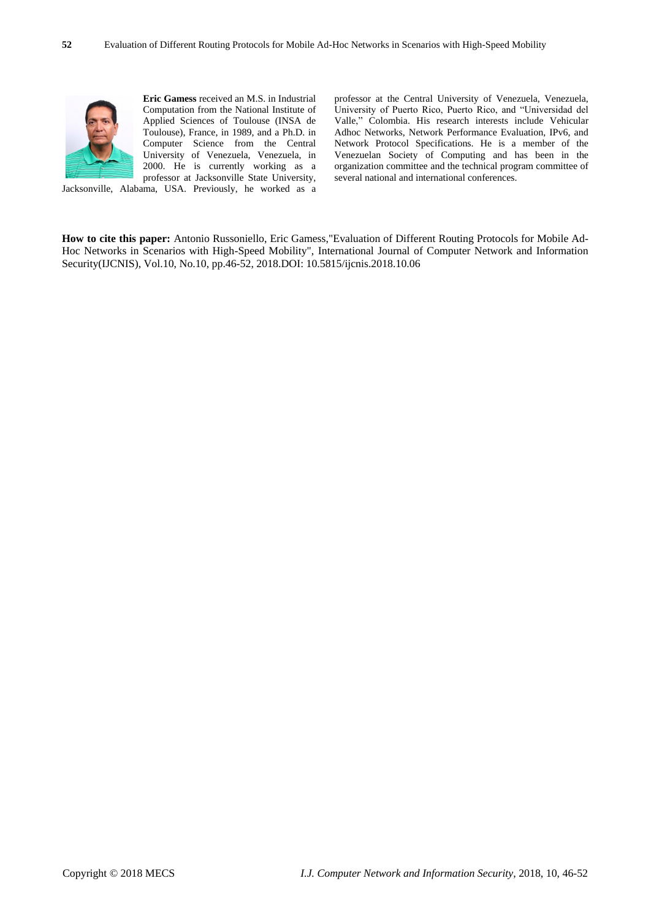**Eric Gamess** received an M.S. in Industrial Computation from the National Institute of Applied Sciences of Toulouse (INSA de Toulouse), France, in 1989, and a Ph.D. in Computer Science from the Central University of Venezuela, Venezuela, in 2000. He is currently working as a professor at Jacksonville State University, Jacksonville, Alabama, USA. Previously, he worked as a professor at the Central University of Venezuela, Venezuela, University of Puerto Rico, Puerto Rico, and "Universidad del Valle," Colombia. His research interests include Vehicular Adhoc Networks, Network Performance Evaluation, IPv6, and Network Protocol Specifications. He is a member of the Venezuelan Society of Computing and has been in the organization committee and the technical program committee of several national and international conferences.

**How to cite this paper:** Antonio Russoniello, Eric Gamess,"Evaluation of Different Routing Protocols for Mobile Ad-Hoc Networks in Scenarios with High-Speed Mobility", International Journal of Computer Network and Information Security(IJCNIS), Vol.10, No.10, pp.46-52, 2018.DOI: 10.5815/ijcnis.2018.10.06